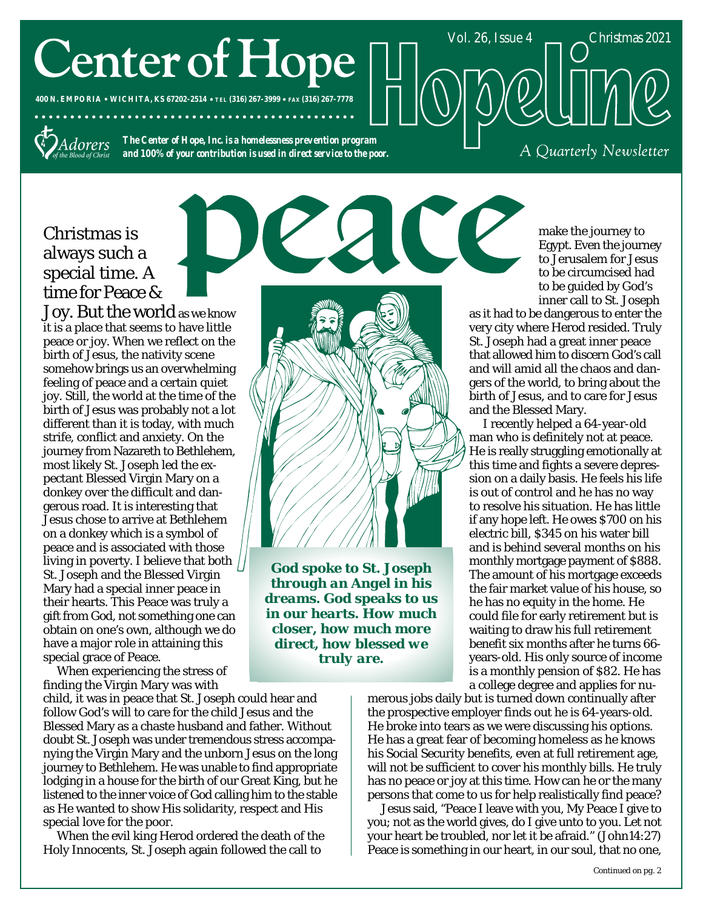# Center of Hope

**400 N. EMPORIA • WICHITA, KS 67202-2514 • TEL (316) 267-3999 • FAX (316) 267-7778**

Adorers of the Blood of Christ

***The Center of Hope, Inc. is a homelessness prevention program and 100% of your contribution is used in direct service to the poor.***

# Hopeline

Vol. 26, Issue 4 Christmas 2021

*A Quarterly Newsletter*

# peace

Christmas is always such a special time. A time for Peace & Joy. But the world as we know it is a place that seems to have little peace or joy. When we reflect on the birth of Jesus, the nativity scene somehow brings us an overwhelming feeling of peace and a certain quiet joy. Still, the world at the time of the birth of Jesus was probably not a lot different than it is today, with much strife, conflict and anxiety. On the journey from Nazareth to Bethlehem, most likely St. Joseph led the expectant Blessed Virgin Mary on a donkey over the difficult and dangerous road. It is interesting that Jesus chose to arrive at Bethlehem on a donkey which is a symbol of peace and is associated with those living in poverty. I believe that both St. Joseph and the Blessed Virgin Mary had a special inner peace in their hearts. This Peace was truly a gift from God, not something one can obtain on one's own, although we do have a major role in attaining this special grace of Peace.

When experiencing the stress of finding the Virgin Mary was with child, it was in peace that St. Joseph could hear and follow God's will to care for the child Jesus and the Blessed Mary as a chaste husband and father. Without doubt St. Joseph was under tremendous stress accompanying the Virgin Mary and the unborn Jesus on the long journey to Bethlehem. He was unable to find appropriate lodging in a house for the birth of our Great King, but he listened to the inner voice of God calling him to the stable as He wanted to show His solidarity, respect and His special love for the poor.

When the evil king Herod ordered the death of the Holy Innocents, St. Joseph again followed the call to make the journey to Egypt. Even the journey to Jerusalem for Jesus to be circumcised had to be guided by God's inner call to St. Joseph as it had to be dangerous to enter the very city where Herod resided. Truly St. Joseph had a great inner peace that allowed him to discern God's call and will amid all the chaos and dangers of the world, to bring about the birth of Jesus, and to care for Jesus and the Blessed Mary.

***God spoke to St. Joseph through an Angel in his dreams. God speaks to us in our hearts. How much closer, how much more direct, how blessed we truly are.***

I recently helped a 64-year-old man who is definitely not at peace. He is really struggling emotionally at this time and fights a severe depression on a daily basis. He feels his life is out of control and he has no way to resolve his situation. He has little if any hope left. He owes $700 on his electric bill, $345 on his water bill and is behind several months on his monthly mortgage payment of $888. The amount of his mortgage exceeds the fair market value of his house, so he has no equity in the home. He could file for early retirement but is waiting to draw his full retirement benefit six months after he turns 66-years-old. His only source of income is a monthly pension of $82. He has a college degree and applies for numerous jobs daily but is turned down continually after the prospective employer finds out he is 64-years-old. He broke into tears as we were discussing his options. He has a great fear of becoming homeless as he knows his Social Security benefits, even at full retirement age, will not be sufficient to cover his monthly bills. He truly has no peace or joy at this time. How can he or the many persons that come to us for help realistically find peace?

Jesus said, "Peace I leave with you, My Peace I give to you; not as the world gives, do I give unto to you. Let not your heart be troubled, nor let it be afraid." (John14:27) Peace is something in our heart, in our soul, that no one,

Continued on pg. 2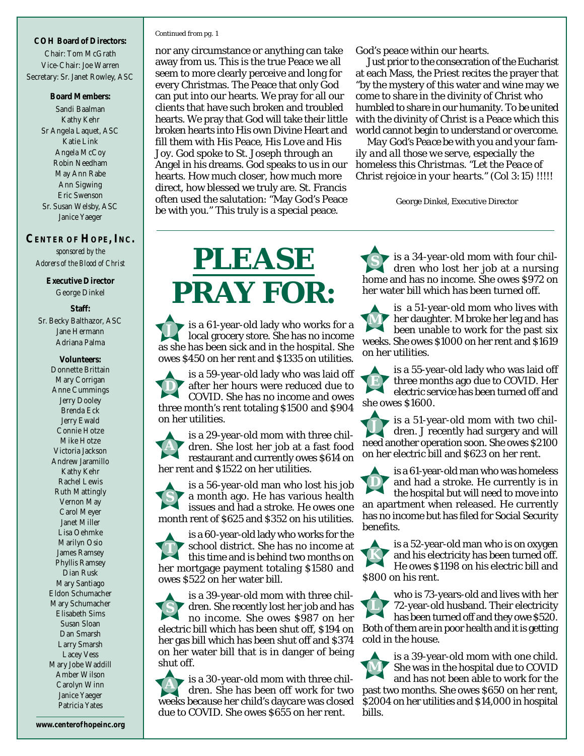**COH Board of Directors:**

Chair: Tom McGrath
Vice-Chair: Joe Warren
Secretary: Sr. Janet Rowley, ASC

**Board Members:**

Sandi Baalman
Kathy Kehr
Sr Angela Laquet, ASC
Katie Link
Angela McCoy
Robin Needham
May Ann Rabe
Ann Sigwing
Eric Swenson
Sr. Susan Welsby, ASC
Janice Yaeger

**CENTER OF HOPE, INC.**

*sponsored by the Adorers of the Blood of Christ*

**Executive Director**

George Dinkel

**Staff:**

Sr. Becky Balthazor, ASC
Jane Hermann
Adriana Palma

**Volunteers:**

Donnette Brittain
Mary Corrigan
Anne Cummings
Jerry Dooley
Brenda Eck
Jerry Ewald
Connie Hotze
Mike Hotze
Victoria Jackson
Andrew Jaramillo
Kathy Kehr
Rachel Lewis
Ruth Mattingly
Vernon May
Carol Meyer
Janet Miller
Lisa Oehmke
Marilyn Osio
James Ramsey
Phyllis Ramsey
Dian Rusk
Mary Santiago
Eldon Schumacher
Mary Schumacher
Elisabeth Sims
Susan Sloan
Dan Smarsh
Larry Smarsh
Lacey Vess
Mary Jobe Waddill
Amber Wilson
Carolyn Winn
Janice Yaeger
Patricia Yates

**www.centerofhopeinc.org**

*Continued from pg. 1*

nor any circumstance or anything can take away from us. This is the true Peace we all seem to more clearly perceive and long for every Christmas. The Peace that only God can put into our hearts. We pray for all our clients that have such broken and troubled hearts. We pray that God will take their little broken hearts into His own Divine Heart and fill them with His Peace, His Love and His Joy. God spoke to St. Joseph through an Angel in his dreams. God speaks to us in our hearts. How much closer, how much more direct, how blessed we truly are. St. Francis often used the salutation: "May God's Peace be with you." This truly is a special peace. God's peace within our hearts.

Just prior to the consecration of the Eucharist at each Mass, the Priest recites the prayer that "by the mystery of this water and wine may we come to share in the divinity of Christ who humbled to share in our humanity. To be united with the divinity of Christ is a Peace which this world cannot begin to understand or overcome.

*May God's Peace be with you and your family and all those we serve, especially the homeless this Christmas. "Let the Peace of Christ rejoice in your hearts." (Col 3:15) !!!!!*

George Dinkel, Executive Director

# PLEASE PRAY FOR:

**J** is a 61-year-old lady who works for a local grocery store. She has no income as she has been sick and in the hospital. She owes $450 on her rent and $1335 on utilities.

**D** is a 59-year-old lady who was laid off after her hours were reduced due to COVID. She has no income and owes three month's rent totaling $1500 and $904 on her utilities.

**A** is a 29-year-old mom with three children. She lost her job at a fast food restaurant and currently owes $614 on her rent and $1522 on her utilities.

**S** is a 56-year-old man who lost his job a month ago. He has various health issues and had a stroke. He owes one month rent of $625 and $352 on his utilities.

**T** is a 60-year-old lady who works for the school district. She has no income at this time and is behind two months on her mortgage payment totaling $1580 and owes $522 on her water bill.

**S** is a 39-year-old mom with three children. She recently lost her job and has no income. She owes $987 on her electric bill which has been shut off, $194 on her gas bill which has been shut off and $374 on her water bill that is in danger of being shut off.

**A** is a 30-year-old mom with three children. She has been off work for two weeks because her child's daycare was closed due to COVID. She owes $655 on her rent.

**S** is a 34-year-old mom with four children who lost her job at a nursing home and has no income. She owes $972 on her water bill which has been turned off.

**M** is a 51-year-old mom who lives with her daughter. M broke her leg and has been unable to work for the past six weeks. She owes $1000 on her rent and $1619 on her utilities.

**E** is a 55-year-old lady who was laid off three months ago due to COVID. Her electric service has been turned off and she owes $1600.

**J** is a 51-year-old mom with two children. J recently had surgery and will need another operation soon. She owes $2100 on her electric bill and $623 on her rent.

**D** is a 61-year-old man who was homeless and had a stroke. He currently is in the hospital but will need to move into an apartment when released. He currently has no income but has filed for Social Security benefits.

**K** is a 52-year-old man who is on oxygen and his electricity has been turned off. He owes $1198 on his electric bill and $800 on his rent.

**L** who is 73-years-old and lives with her 72-year-old husband. Their electricity has been turned off and they owe $520. Both of them are in poor health and it is getting cold in the house.

**M** is a 39-year-old mom with one child. She was in the hospital due to COVID and has not been able to work for the past two months. She owes $650 on her rent, $2004 on her utilities and $14,000 in hospital bills.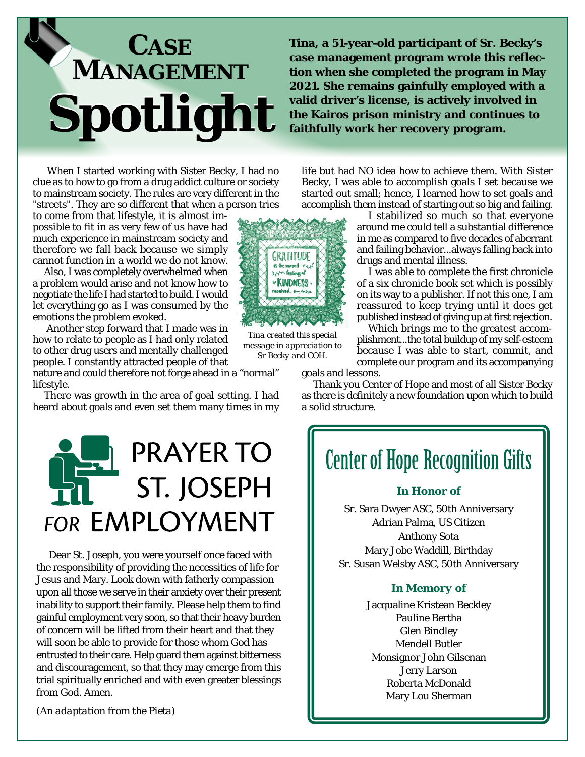# Case Management Spotlight

**Tina, a 51-year-old participant of Sr. Becky's case management program wrote this reflection when she completed the program in May 2021. She remains gainfully employed with a valid driver's license, is actively involved in the Kairos prison ministry and continues to faithfully work her recovery program.**

When I started working with Sister Becky, I had no clue as to how to go from a drug addict culture or society to mainstream society. The rules are very different in the "streets". They are so different that when a person tries to come from that lifestyle, it is almost impossible to fit in as very few of us have had much experience in mainstream society and therefore we fall back because we simply cannot function in a world we do not know.

Also, I was completely overwhelmed when a problem would arise and not know how to negotiate the life I had started to build. I would let everything go as I was consumed by the emotions the problem evoked.

Another step forward that I made was in how to relate to people as I had only related to other drug users and mentally challenged people. I constantly attracted people of that nature and could therefore not forge ahead in a "normal" lifestyle.

There was growth in the area of goal setting. I had heard about goals and even set them many times in my life but had NO idea how to achieve them. With Sister Becky, I was able to accomplish goals I set because we started out small; hence, I learned how to set goals and accomplish them instead of starting out so big and failing.

I stabilized so much so that everyone around me could tell a substantial difference in me as compared to five decades of aberrant and failing behavior...always falling back into drugs and mental illness.

I was able to complete the first chronicle of a six chronicle book set which is possibly on its way to a publisher. If not this one, I am reassured to keep trying until it does get published instead of giving up at first rejection.

Which brings me to the greatest accomplishment...the total buildup of my self-esteem because I was able to start, commit, and complete our program and its accompanying goals and lessons.

Thank you Center of Hope and most of all Sister Becky as there is definitely a new foundation upon which to build a solid structure.

*Tina created this special message in appreciation to Sr Becky and COH.*

# Prayer to St. Joseph for Employment

Dear St. Joseph, you were yourself once faced with the responsibility of providing the necessities of life for Jesus and Mary. Look down with fatherly compassion upon all those we serve in their anxiety over their present inability to support their family. Please help them to find gainful employment very soon, so that their heavy burden of concern will be lifted from their heart and that they will soon be able to provide for those whom God has entrusted to their care. Help guard them against bitterness and discouragement, so that they may emerge from this trial spiritually enriched and with even greater blessings from God. Amen.

*(An adaptation from the Pieta)*

# Center of Hope Recognition Gifts

### In Honor of

Sr. Sara Dwyer ASC, 50th Anniversary
Adrian Palma, US Citizen
Anthony Sota
Mary Jobe Waddill, Birthday
Sr. Susan Welsby ASC, 50th Anniversary

### In Memory of

Jacqualine Kristean Beckley
Pauline Bertha
Glen Bindley
Mendell Butler
Monsignor John Gilsenan
Jerry Larson
Roberta McDonald
Mary Lou Sherman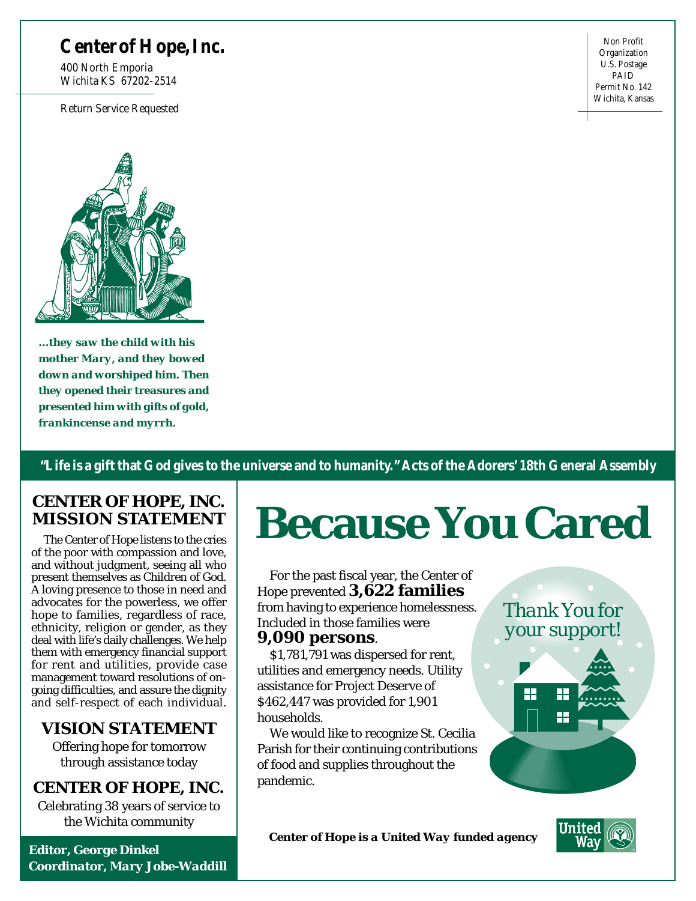**Center of Hope, Inc.**

400 North Emporia
Wichita KS 67202-2514

Return Service Requested

Non Profit
Organization
U.S. Postage
PAID
Permit No. 142
Wichita, Kansas

***...they saw the child with his mother Mary, and they bowed down and worshiped him. Then they opened their treasures and presented him with gifts of gold, frankincense and myrrh.***

**"Life is a gift that God gives to the universe and to humanity." Acts of the Adorers' 18th General Assembly**

## CENTER OF HOPE, INC. MISSION STATEMENT

The Center of Hope listens to the cries of the poor with compassion and love, and without judgment, seeing all who present themselves as Children of God. A loving presence to those in need and advocates for the powerless, we offer hope to families, regardless of race, ethnicity, religion or gender, as they deal with life's daily challenges. We help them with emergency financial support for rent and utilities, provide case management toward resolutions of on-going difficulties, and assure the dignity and self-respect of each individual.

## VISION STATEMENT

Offering hope for tomorrow through assistance today

## CENTER OF HOPE, INC.

Celebrating 38 years of service to the Wichita community

***Editor, George Dinkel***
***Coordinator, Mary Jobe-Waddill***

# Because You Cared

For the past fiscal year, the Center of Hope prevented **3,622 families** from having to experience homelessness. Included in those families were **9,090 persons**.

$1,781,791 was dispersed for rent, utilities and emergency needs. Utility assistance for Project Deserve of $462,447 was provided for 1,901 households.

We would like to recognize St. Cecilia Parish for their continuing contributions of food and supplies throughout the pandemic.

*Thank You for your support!*

***Center of Hope is a United Way funded agency***